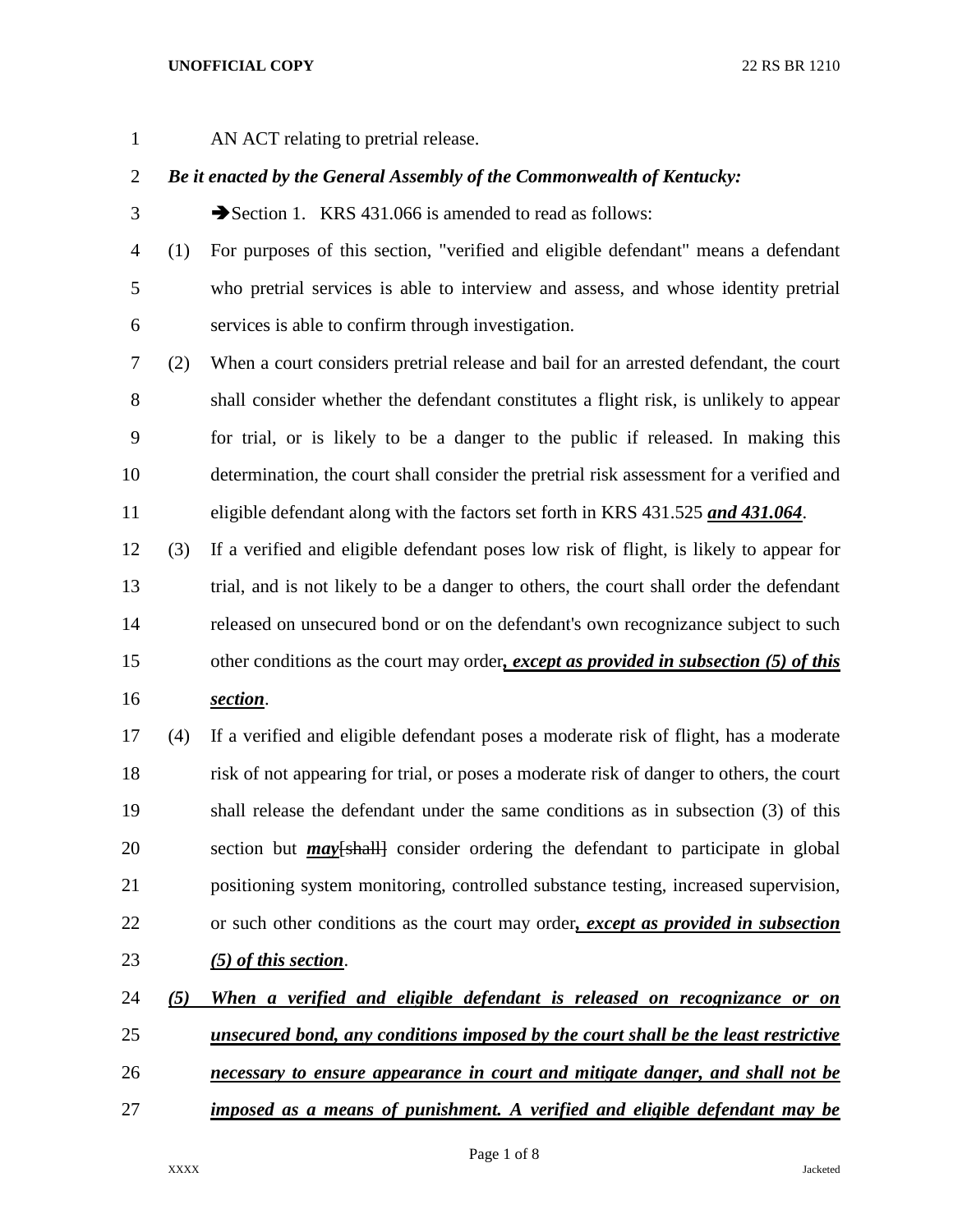AN ACT relating to pretrial release.

***Be it enacted by the General Assembly of the Commonwealth of Kentucky:***

➔Section 1. KRS 431.066 is amended to read as follows:

(1) For purposes of this section, "verified and eligible defendant" means a defendant who pretrial services is able to interview and assess, and whose identity pretrial services is able to confirm through investigation.

(2) When a court considers pretrial release and bail for an arrested defendant, the court shall consider whether the defendant constitutes a flight risk, is unlikely to appear for trial, or is likely to be a danger to the public if released. In making this determination, the court shall consider the pretrial risk assessment for a verified and eligible defendant along with the factors set forth in KRS 431.525 ***and 431.064***.

(3) If a verified and eligible defendant poses low risk of flight, is likely to appear for trial, and is not likely to be a danger to others, the court shall order the defendant released on unsecured bond or on the defendant's own recognizance subject to such other conditions as the court may order***, except as provided in subsection (5) of this section***.

(4) If a verified and eligible defendant poses a moderate risk of flight, has a moderate risk of not appearing for trial, or poses a moderate risk of danger to others, the court shall release the defendant under the same conditions as in subsection (3) of this section but ***may***~~[shall]~~ consider ordering the defendant to participate in global positioning system monitoring, controlled substance testing, increased supervision, or such other conditions as the court may order***, except as provided in subsection (5) of this section***.

***(5) When a verified and eligible defendant is released on recognizance or on unsecured bond, any conditions imposed by the court shall be the least restrictive necessary to ensure appearance in court and mitigate danger, and shall not be imposed as a means of punishment. A verified and eligible defendant may be***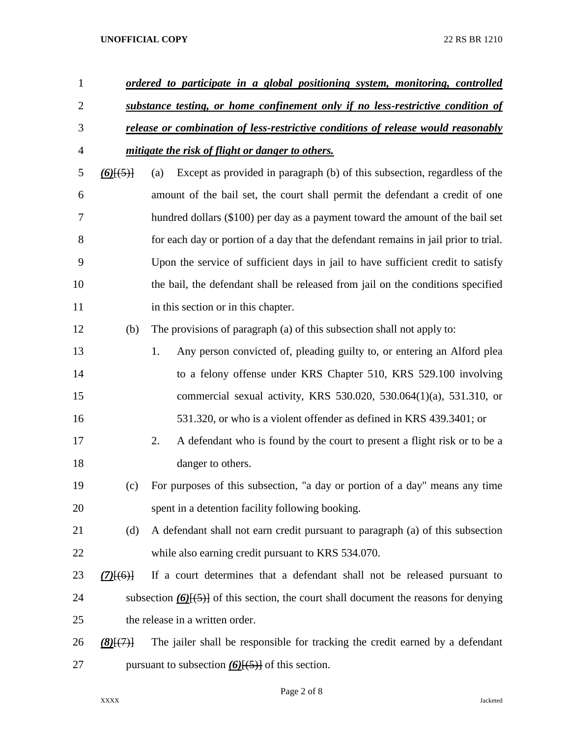***ordered to participate in a global positioning system, monitoring, controlled substance testing, or home confinement only if no less-restrictive condition of release or combination of less-restrictive conditions of release would reasonably mitigate the risk of flight or danger to others.***

***(6)***[(5)] (a) Except as provided in paragraph (b) of this subsection, regardless of the amount of the bail set, the court shall permit the defendant a credit of one hundred dollars ($100) per day as a payment toward the amount of the bail set for each day or portion of a day that the defendant remains in jail prior to trial. Upon the service of sufficient days in jail to have sufficient credit to satisfy the bail, the defendant shall be released from jail on the conditions specified in this section or in this chapter.

(b) The provisions of paragraph (a) of this subsection shall not apply to:

1. Any person convicted of, pleading guilty to, or entering an Alford plea to a felony offense under KRS Chapter 510, KRS 529.100 involving commercial sexual activity, KRS 530.020, 530.064(1)(a), 531.310, or 531.320, or who is a violent offender as defined in KRS 439.3401; or

2. A defendant who is found by the court to present a flight risk or to be a danger to others.

(c) For purposes of this subsection, "a day or portion of a day" means any time spent in a detention facility following booking.

(d) A defendant shall not earn credit pursuant to paragraph (a) of this subsection while also earning credit pursuant to KRS 534.070.

***(7)***[(6)] If a court determines that a defendant shall not be released pursuant to subsection ***(6)***[(5)] of this section, the court shall document the reasons for denying the release in a written order.

***(8)***[(7)] The jailer shall be responsible for tracking the credit earned by a defendant pursuant to subsection ***(6)***[(5)] of this section.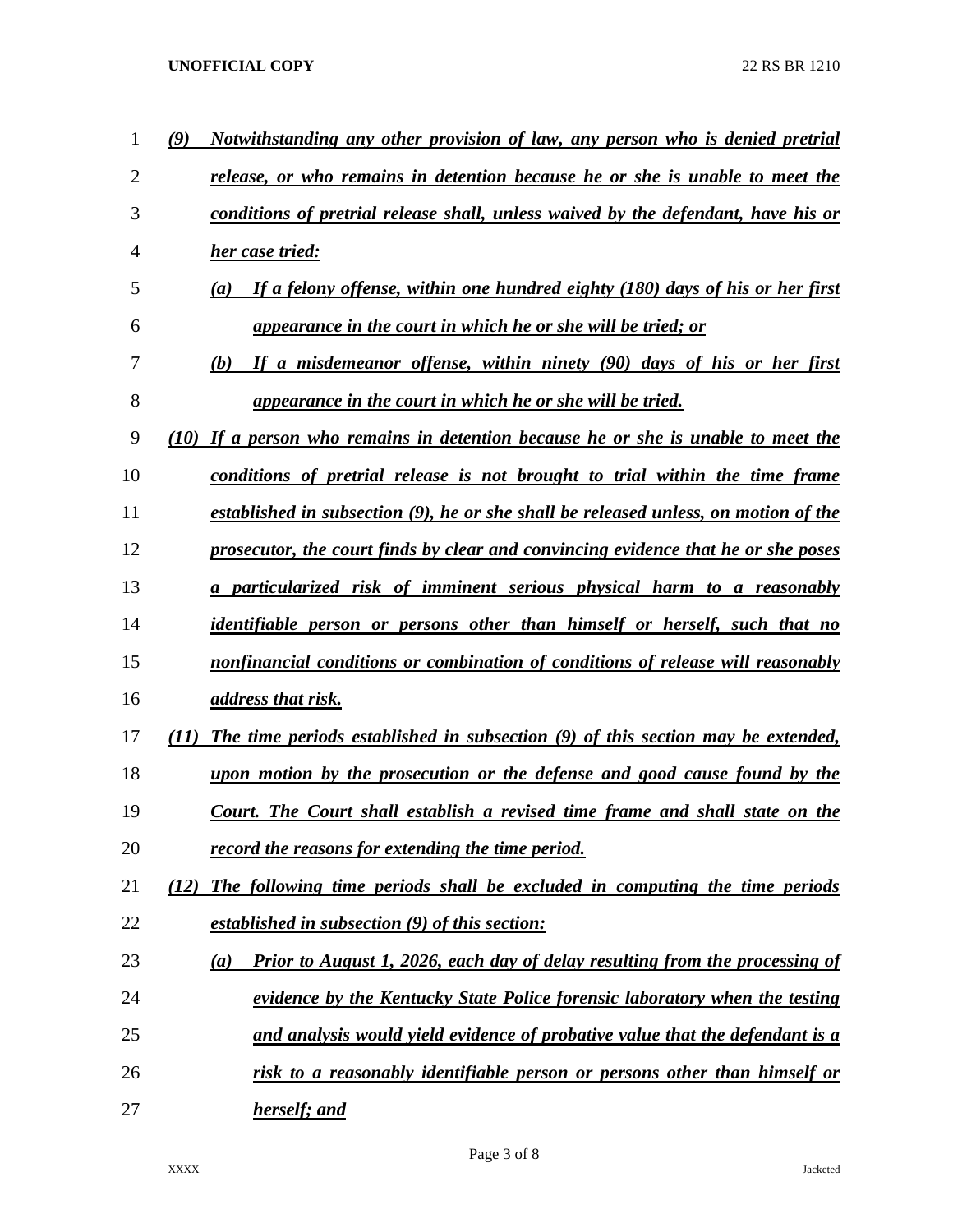*(9) Notwithstanding any other provision of law, any person who is denied pretrial release, or who remains in detention because he or she is unable to meet the conditions of pretrial release shall, unless waived by the defendant, have his or her case tried:*

*(a) If a felony offense, within one hundred eighty (180) days of his or her first appearance in the court in which he or she will be tried; or*

*(b) If a misdemeanor offense, within ninety (90) days of his or her first appearance in the court in which he or she will be tried.*

*(10) If a person who remains in detention because he or she is unable to meet the conditions of pretrial release is not brought to trial within the time frame established in subsection (9), he or she shall be released unless, on motion of the prosecutor, the court finds by clear and convincing evidence that he or she poses a particularized risk of imminent serious physical harm to a reasonably identifiable person or persons other than himself or herself, such that no nonfinancial conditions or combination of conditions of release will reasonably address that risk.*

*(11) The time periods established in subsection (9) of this section may be extended, upon motion by the prosecution or the defense and good cause found by the Court. The Court shall establish a revised time frame and shall state on the record the reasons for extending the time period.*

*(12) The following time periods shall be excluded in computing the time periods established in subsection (9) of this section:*

*(a) Prior to August 1, 2026, each day of delay resulting from the processing of evidence by the Kentucky State Police forensic laboratory when the testing and analysis would yield evidence of probative value that the defendant is a risk to a reasonably identifiable person or persons other than himself or herself; and*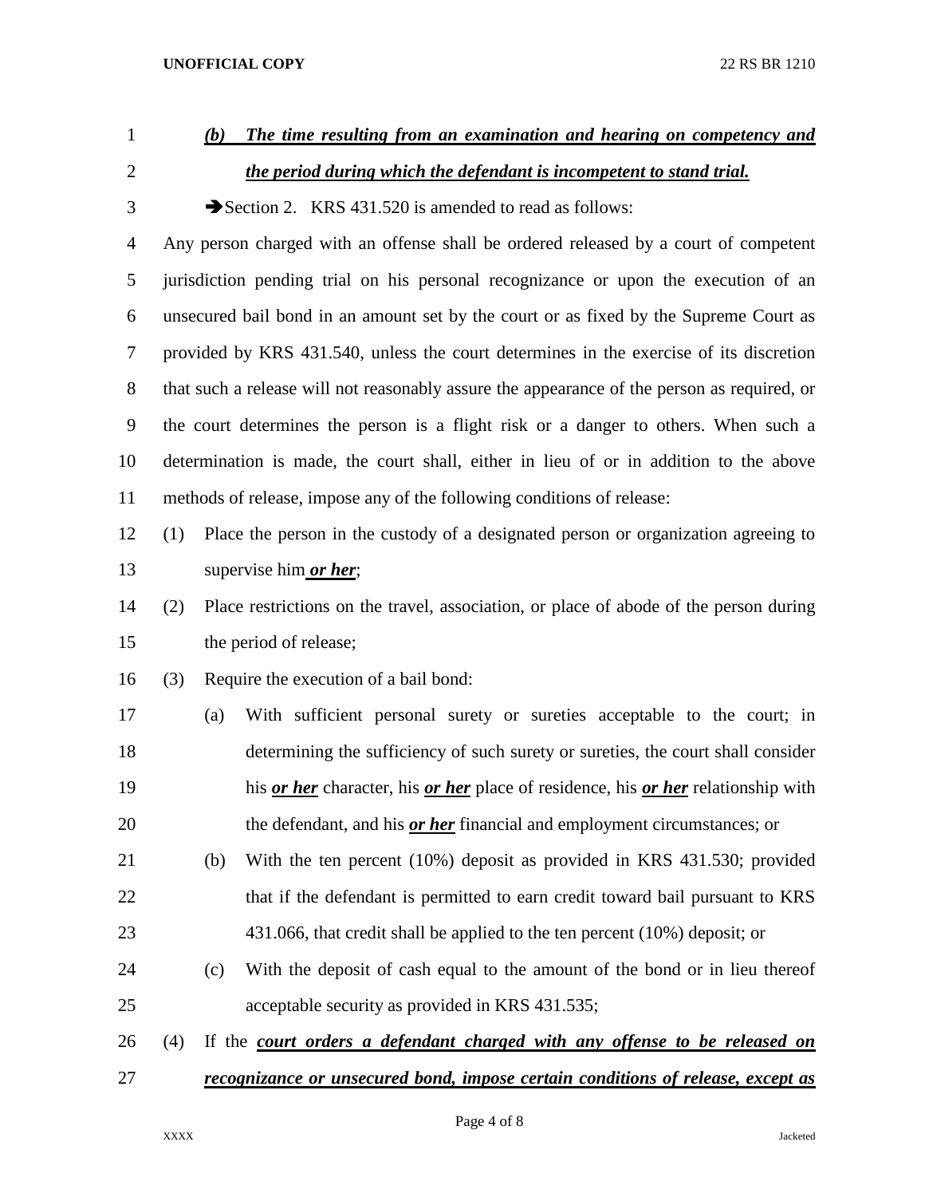*(b) The time resulting from an examination and hearing on competency and the period during which the defendant is incompetent to stand trial.*

➔Section 2. KRS 431.520 is amended to read as follows:

Any person charged with an offense shall be ordered released by a court of competent jurisdiction pending trial on his personal recognizance or upon the execution of an unsecured bail bond in an amount set by the court or as fixed by the Supreme Court as provided by KRS 431.540, unless the court determines in the exercise of its discretion that such a release will not reasonably assure the appearance of the person as required, or the court determines the person is a flight risk or a danger to others. When such a determination is made, the court shall, either in lieu of or in addition to the above methods of release, impose any of the following conditions of release:

(1) Place the person in the custody of a designated person or organization agreeing to supervise him ***or her***;

(2) Place restrictions on the travel, association, or place of abode of the person during the period of release;

(3) Require the execution of a bail bond:

(a) With sufficient personal surety or sureties acceptable to the court; in determining the sufficiency of such surety or sureties, the court shall consider his ***or her*** character, his ***or her*** place of residence, his ***or her*** relationship with the defendant, and his ***or her*** financial and employment circumstances; or

(b) With the ten percent (10%) deposit as provided in KRS 431.530; provided that if the defendant is permitted to earn credit toward bail pursuant to KRS 431.066, that credit shall be applied to the ten percent (10%) deposit; or

(c) With the deposit of cash equal to the amount of the bond or in lieu thereof acceptable security as provided in KRS 431.535;

(4) If the ***court orders a defendant charged with any offense to be released on recognizance or unsecured bond, impose certain conditions of release, except as***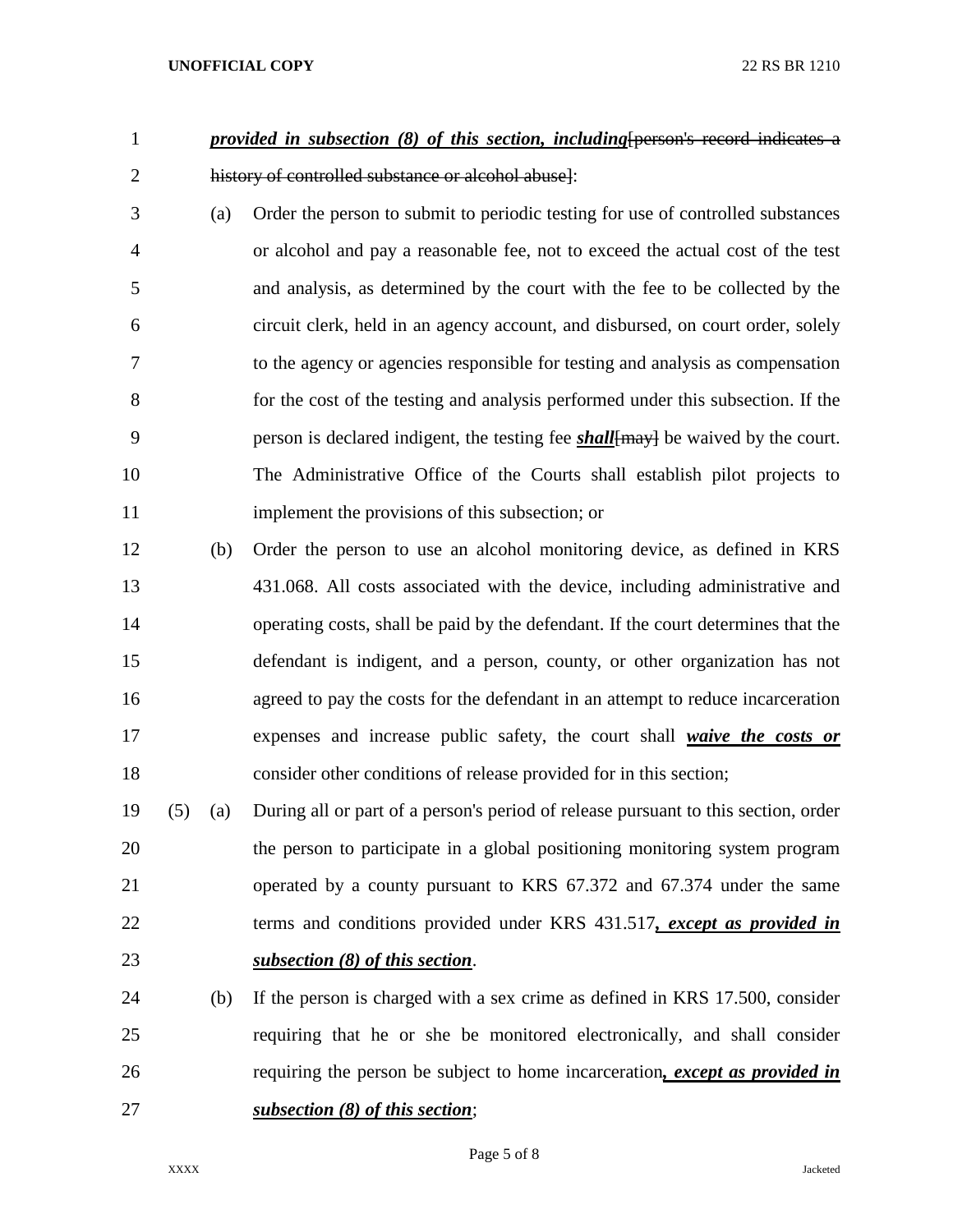***provided in subsection (8) of this section, including***[person's record indicates a history of controlled substance or alcohol abuse]:

(a) Order the person to submit to periodic testing for use of controlled substances or alcohol and pay a reasonable fee, not to exceed the actual cost of the test and analysis, as determined by the court with the fee to be collected by the circuit clerk, held in an agency account, and disbursed, on court order, solely to the agency or agencies responsible for testing and analysis as compensation for the cost of the testing and analysis performed under this subsection. If the person is declared indigent, the testing fee ***shall***[may] be waived by the court. The Administrative Office of the Courts shall establish pilot projects to implement the provisions of this subsection; or

(b) Order the person to use an alcohol monitoring device, as defined in KRS 431.068. All costs associated with the device, including administrative and operating costs, shall be paid by the defendant. If the court determines that the defendant is indigent, and a person, county, or other organization has not agreed to pay the costs for the defendant in an attempt to reduce incarceration expenses and increase public safety, the court shall ***waive the costs or*** consider other conditions of release provided for in this section;

(5) (a) During all or part of a person's period of release pursuant to this section, order the person to participate in a global positioning monitoring system program operated by a county pursuant to KRS 67.372 and 67.374 under the same terms and conditions provided under KRS 431.517***, except as provided in subsection (8) of this section***.

(b) If the person is charged with a sex crime as defined in KRS 17.500, consider requiring that he or she be monitored electronically, and shall consider requiring the person be subject to home incarceration***, except as provided in subsection (8) of this section***;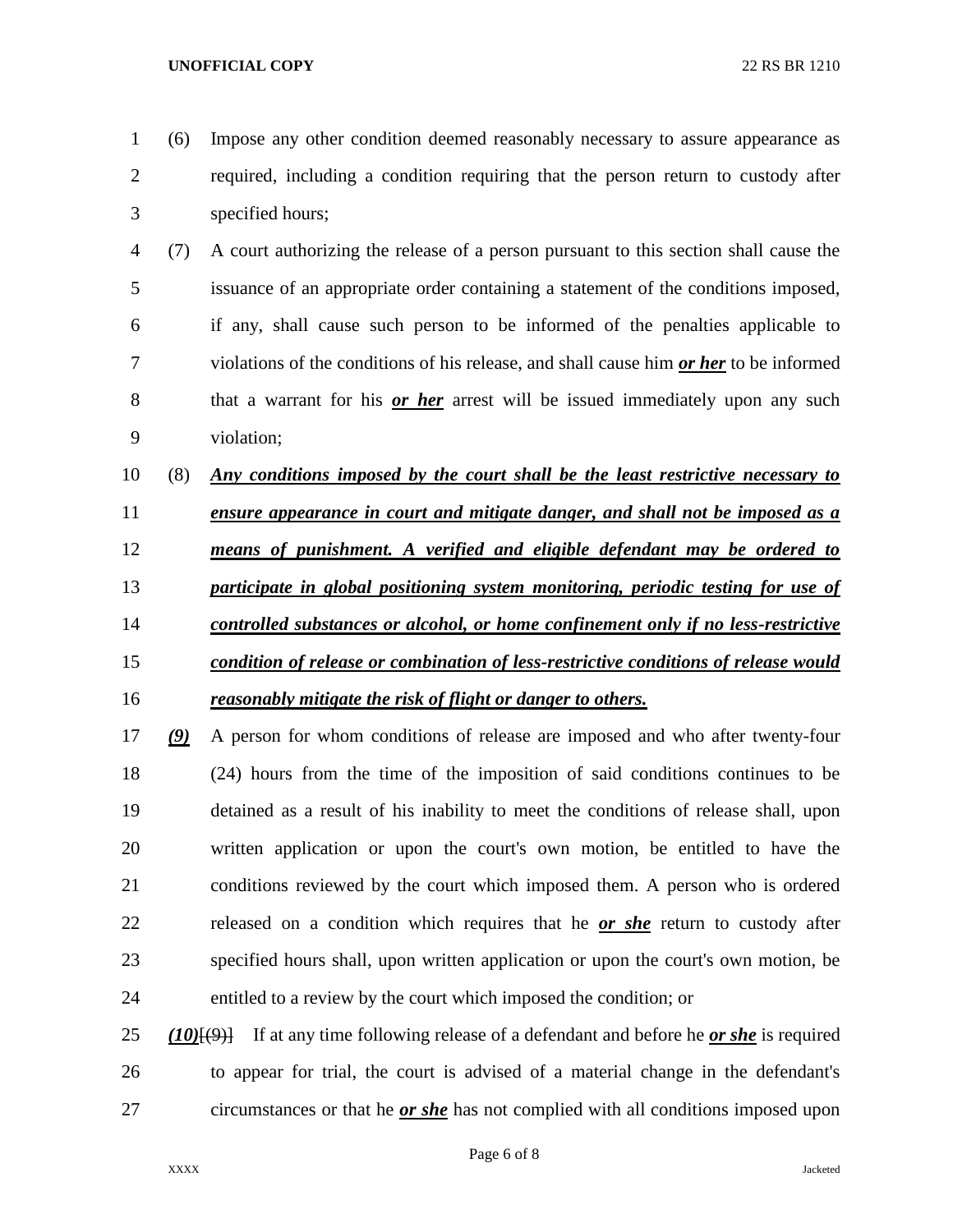(6) Impose any other condition deemed reasonably necessary to assure appearance as required, including a condition requiring that the person return to custody after specified hours;

(7) A court authorizing the release of a person pursuant to this section shall cause the issuance of an appropriate order containing a statement of the conditions imposed, if any, shall cause such person to be informed of the penalties applicable to violations of the conditions of his release, and shall cause him ***or her*** to be informed that a warrant for his ***or her*** arrest will be issued immediately upon any such violation;

(8) ***Any conditions imposed by the court shall be the least restrictive necessary to ensure appearance in court and mitigate danger, and shall not be imposed as a means of punishment. A verified and eligible defendant may be ordered to participate in global positioning system monitoring, periodic testing for use of controlled substances or alcohol, or home confinement only if no less-restrictive condition of release or combination of less-restrictive conditions of release would reasonably mitigate the risk of flight or danger to others.***

***(9)*** A person for whom conditions of release are imposed and who after twenty-four (24) hours from the time of the imposition of said conditions continues to be detained as a result of his inability to meet the conditions of release shall, upon written application or upon the court's own motion, be entitled to have the conditions reviewed by the court which imposed them. A person who is ordered released on a condition which requires that he ***or she*** return to custody after specified hours shall, upon written application or upon the court's own motion, be entitled to a review by the court which imposed the condition; or

***(10)***[~~(9)~~] If at any time following release of a defendant and before he ***or she*** is required to appear for trial, the court is advised of a material change in the defendant's circumstances or that he ***or she*** has not complied with all conditions imposed upon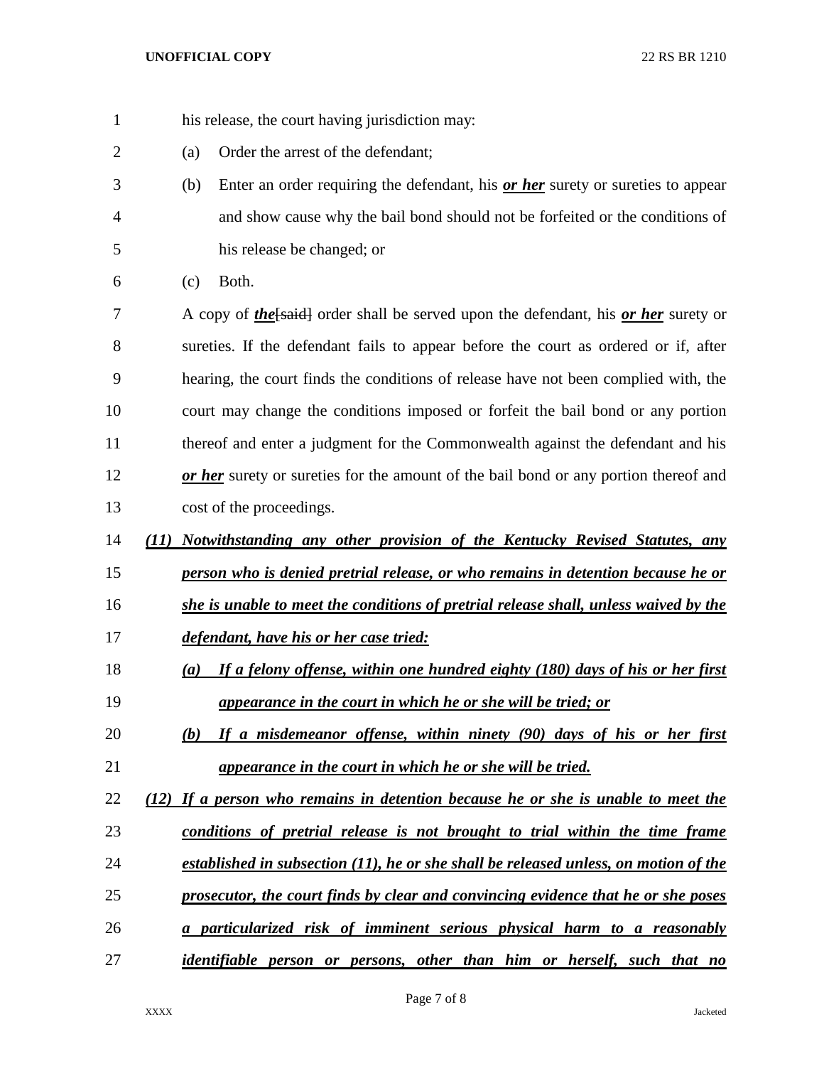his release, the court having jurisdiction may:

(a) Order the arrest of the defendant;

(b) Enter an order requiring the defendant, his ***or her*** surety or sureties to appear and show cause why the bail bond should not be forfeited or the conditions of his release be changed; or

(c) Both.

A copy of ***the***~~[said]~~ order shall be served upon the defendant, his ***or her*** surety or sureties. If the defendant fails to appear before the court as ordered or if, after hearing, the court finds the conditions of release have not been complied with, the court may change the conditions imposed or forfeit the bail bond or any portion thereof and enter a judgment for the Commonwealth against the defendant and his ***or her*** surety or sureties for the amount of the bail bond or any portion thereof and cost of the proceedings.

***(11) Notwithstanding any other provision of the Kentucky Revised Statutes, any person who is denied pretrial release, or who remains in detention because he or she is unable to meet the conditions of pretrial release shall, unless waived by the defendant, have his or her case tried:***

***(a) If a felony offense, within one hundred eighty (180) days of his or her first appearance in the court in which he or she will be tried; or***

***(b) If a misdemeanor offense, within ninety (90) days of his or her first appearance in the court in which he or she will be tried.***

***(12) If a person who remains in detention because he or she is unable to meet the conditions of pretrial release is not brought to trial within the time frame established in subsection (11), he or she shall be released unless, on motion of the prosecutor, the court finds by clear and convincing evidence that he or she poses a particularized risk of imminent serious physical harm to a reasonably identifiable person or persons, other than him or herself, such that no***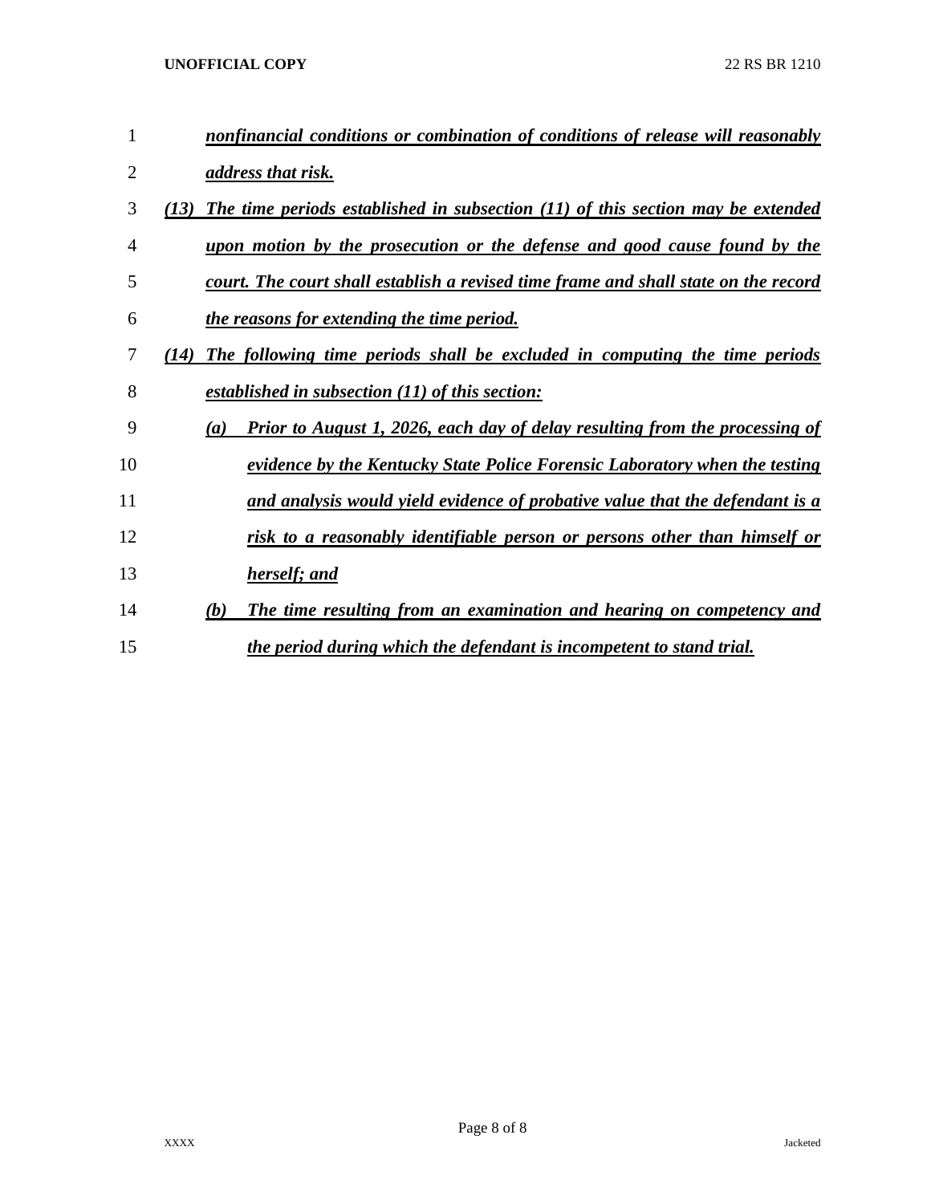***nonfinancial conditions or combination of conditions of release will reasonably address that risk.***

***(13) The time periods established in subsection (11) of this section may be extended upon motion by the prosecution or the defense and good cause found by the court. The court shall establish a revised time frame and shall state on the record the reasons for extending the time period.***

***(14) The following time periods shall be excluded in computing the time periods established in subsection (11) of this section:***

- ***(a) Prior to August 1, 2026, each day of delay resulting from the processing of evidence by the Kentucky State Police Forensic Laboratory when the testing and analysis would yield evidence of probative value that the defendant is a risk to a reasonably identifiable person or persons other than himself or herself; and***
- ***(b) The time resulting from an examination and hearing on competency and the period during which the defendant is incompetent to stand trial.***